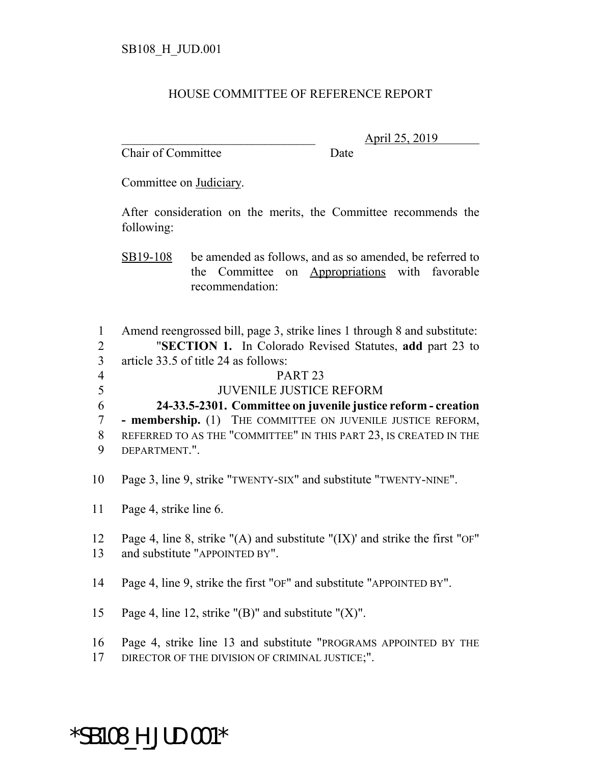SB108_H_JUD.001

HOUSE COMMITTEE OF REFERENCE REPORT

________________________________ April 25, 2019
Chair of Committee Date

Committee on Judiciary.

After consideration on the merits, the Committee recommends the following:

SB19-108 be amended as follows, and as so amended, be referred to the Committee on Appropriations with favorable recommendation:

1 Amend reengrossed bill, page 3, strike lines 1 through 8 and substitute:
2 "**SECTION 1.** In Colorado Revised Statutes, **add** part 23 to
3 article 33.5 of title 24 as follows:
4 PART 23
5 JUVENILE JUSTICE REFORM
6 **24-33.5-2301. Committee on juvenile justice reform - creation**
7 **- membership.** (1) THE COMMITTEE ON JUVENILE JUSTICE REFORM,
8 REFERRED TO AS THE "COMMITTEE" IN THIS PART 23, IS CREATED IN THE
9 DEPARTMENT.".

10 Page 3, line 9, strike "TWENTY-SIX" and substitute "TWENTY-NINE".

11 Page 4, strike line 6.

12 Page 4, line 8, strike "(A) and substitute "(IX)' and strike the first "OF"
13 and substitute "APPOINTED BY".

14 Page 4, line 9, strike the first "OF" and substitute "APPOINTED BY".

15 Page 4, line 12, strike "(B)" and substitute "(X)".

16 Page 4, strike line 13 and substitute "PROGRAMS APPOINTED BY THE
17 DIRECTOR OF THE DIVISION OF CRIMINAL JUSTICE;".

*SB108_H_JUD.001*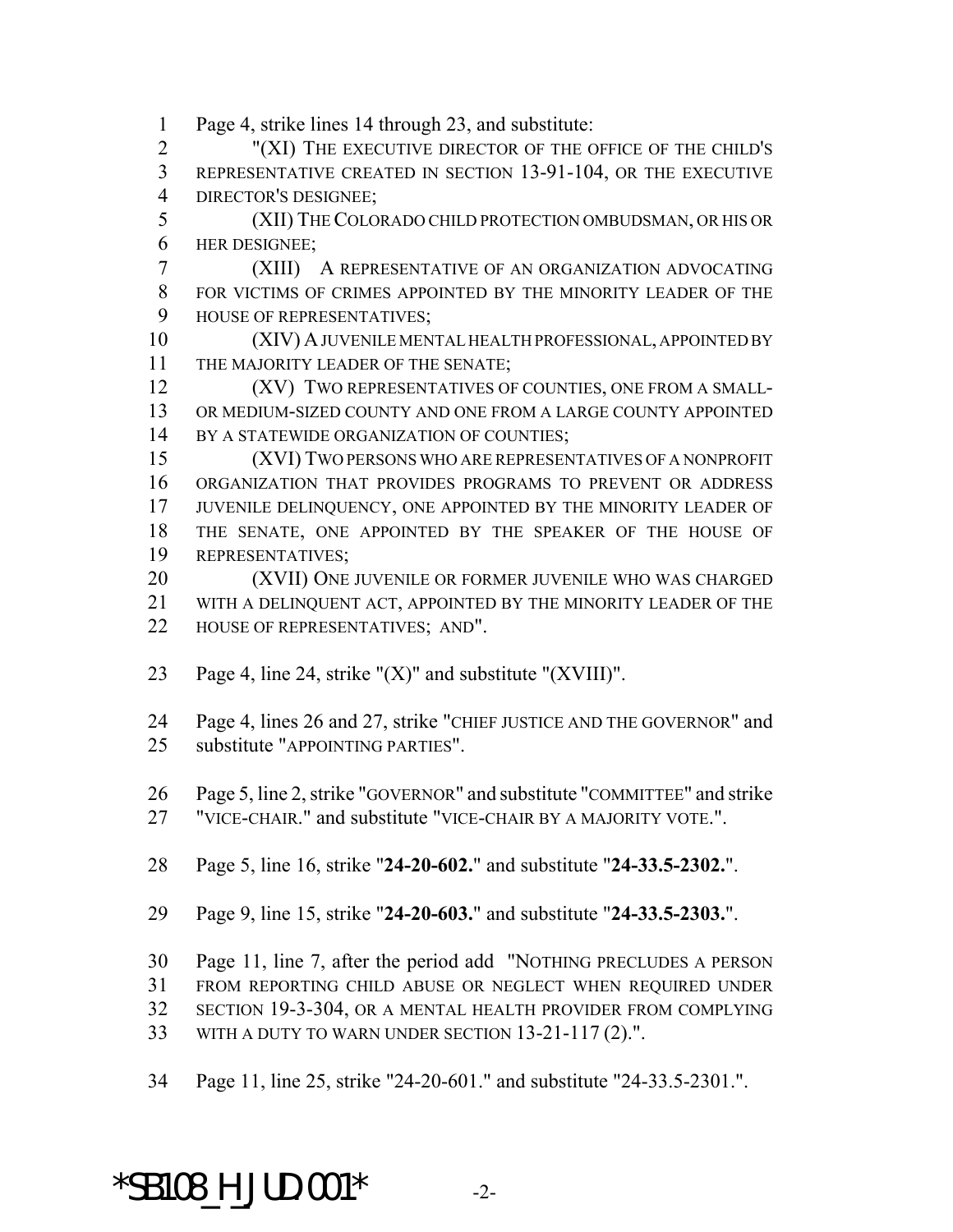Page 4, strike lines 14 through 23, and substitute:

"(XI) THE EXECUTIVE DIRECTOR OF THE OFFICE OF THE CHILD'S REPRESENTATIVE CREATED IN SECTION 13-91-104, OR THE EXECUTIVE DIRECTOR'S DESIGNEE;

(XII) THE COLORADO CHILD PROTECTION OMBUDSMAN, OR HIS OR HER DESIGNEE;

(XIII) A REPRESENTATIVE OF AN ORGANIZATION ADVOCATING FOR VICTIMS OF CRIMES APPOINTED BY THE MINORITY LEADER OF THE HOUSE OF REPRESENTATIVES;

(XIV) A JUVENILE MENTAL HEALTH PROFESSIONAL, APPOINTED BY THE MAJORITY LEADER OF THE SENATE;

(XV) TWO REPRESENTATIVES OF COUNTIES, ONE FROM A SMALL- OR MEDIUM-SIZED COUNTY AND ONE FROM A LARGE COUNTY APPOINTED BY A STATEWIDE ORGANIZATION OF COUNTIES;

(XVI) TWO PERSONS WHO ARE REPRESENTATIVES OF A NONPROFIT ORGANIZATION THAT PROVIDES PROGRAMS TO PREVENT OR ADDRESS JUVENILE DELINQUENCY, ONE APPOINTED BY THE MINORITY LEADER OF THE SENATE, ONE APPOINTED BY THE SPEAKER OF THE HOUSE OF REPRESENTATIVES;

(XVII) ONE JUVENILE OR FORMER JUVENILE WHO WAS CHARGED WITH A DELINQUENT ACT, APPOINTED BY THE MINORITY LEADER OF THE HOUSE OF REPRESENTATIVES; AND".

Page 4, line 24, strike "(X)" and substitute "(XVIII)".

Page 4, lines 26 and 27, strike "CHIEF JUSTICE AND THE GOVERNOR" and substitute "APPOINTING PARTIES".

Page 5, line 2, strike "GOVERNOR" and substitute "COMMITTEE" and strike "VICE-CHAIR." and substitute "VICE-CHAIR BY A MAJORITY VOTE.".

Page 5, line 16, strike "**24-20-602.**" and substitute "**24-33.5-2302.**".

Page 9, line 15, strike "**24-20-603.**" and substitute "**24-33.5-2303.**".

Page 11, line 7, after the period add "NOTHING PRECLUDES A PERSON FROM REPORTING CHILD ABUSE OR NEGLECT WHEN REQUIRED UNDER SECTION 19-3-304, OR A MENTAL HEALTH PROVIDER FROM COMPLYING WITH A DUTY TO WARN UNDER SECTION 13-21-117 (2).".

Page 11, line 25, strike "24-20-601." and substitute "24-33.5-2301.".

*SB108_H_JUD.001*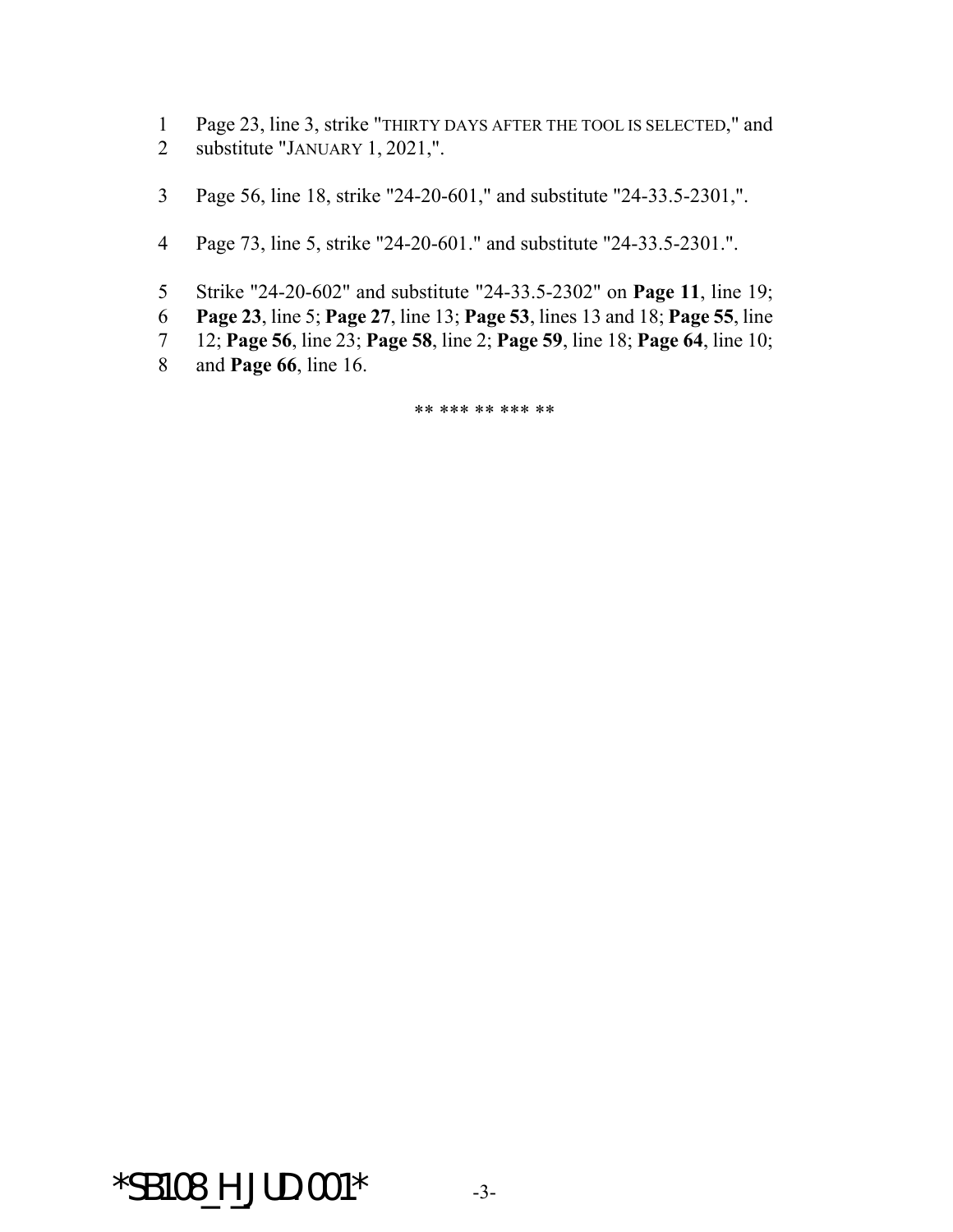Page 23, line 3, strike "THIRTY DAYS AFTER THE TOOL IS SELECTED," and substitute "JANUARY 1, 2021,".

Page 56, line 18, strike "24-20-601," and substitute "24-33.5-2301,".

Page 73, line 5, strike "24-20-601." and substitute "24-33.5-2301.".

Strike "24-20-602" and substitute "24-33.5-2302" on **Page 11**, line 19; **Page 23**, line 5; **Page 27**, line 13; **Page 53**, lines 13 and 18; **Page 55**, line 12; **Page 56**, line 23; **Page 58**, line 2; **Page 59**, line 18; **Page 64**, line 10; and **Page 66**, line 16.

** *** ** *** **

*SB108_H_JUD.001*